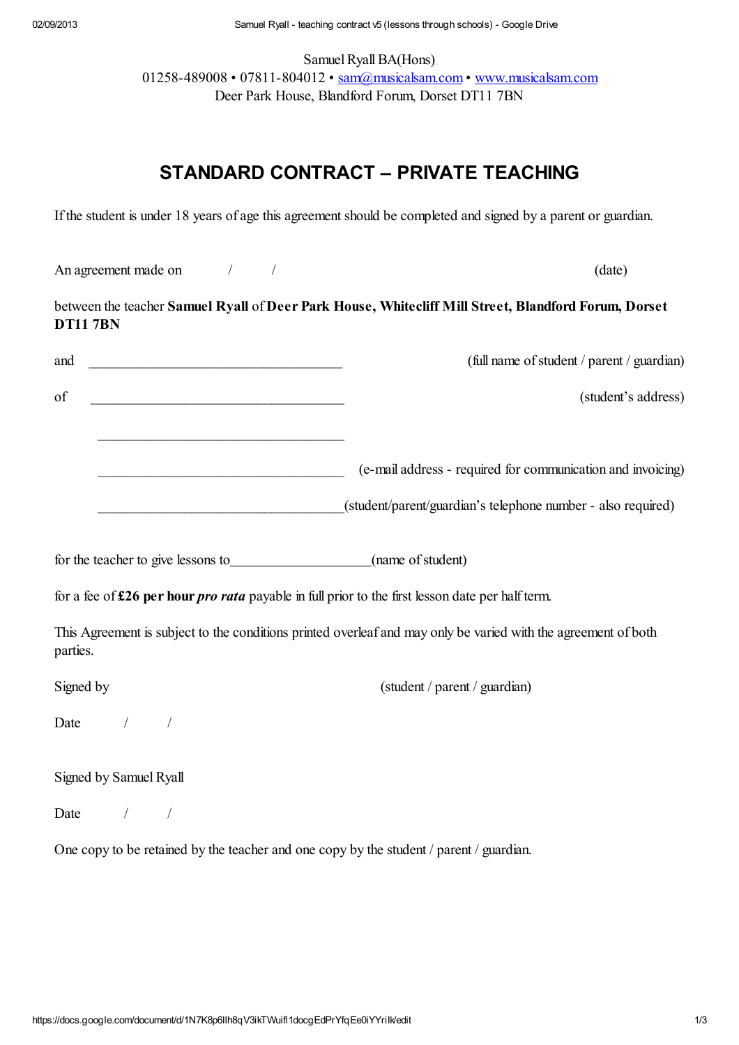Samuel Ryall BA(Hons)
01258-489008 • 07811-804012 • sam@musicalsam.com • www.musicalsam.com
Deer Park House, Blandford Forum, Dorset DT11 7BN

# STANDARD CONTRACT – PRIVATE TEACHING

If the student is under 18 years of age this agreement should be completed and signed by a parent or guardian.

An agreement made on / / (date)

between the teacher **Samuel Ryall** of **Deer Park House, Whitecliff Mill Street, Blandford Forum, Dorset DT11 7BN**

and ____________________________________ (full name of student / parent / guardian)

of ____________________________________ (student's address)

____________________________________

____________________________________ (e-mail address - required for communication and invoicing)

____________________________________(student/parent/guardian's telephone number - also required)

for the teacher to give lessons to____________________(name of student)

for a fee of **£26 per hour** ***pro rata*** payable in full prior to the first lesson date per half term.

This Agreement is subject to the conditions printed overleaf and may only be varied with the agreement of both parties.

Signed by (student / parent / guardian)

Date / /

Signed by Samuel Ryall

Date / /

One copy to be retained by the teacher and one copy by the student / parent / guardian.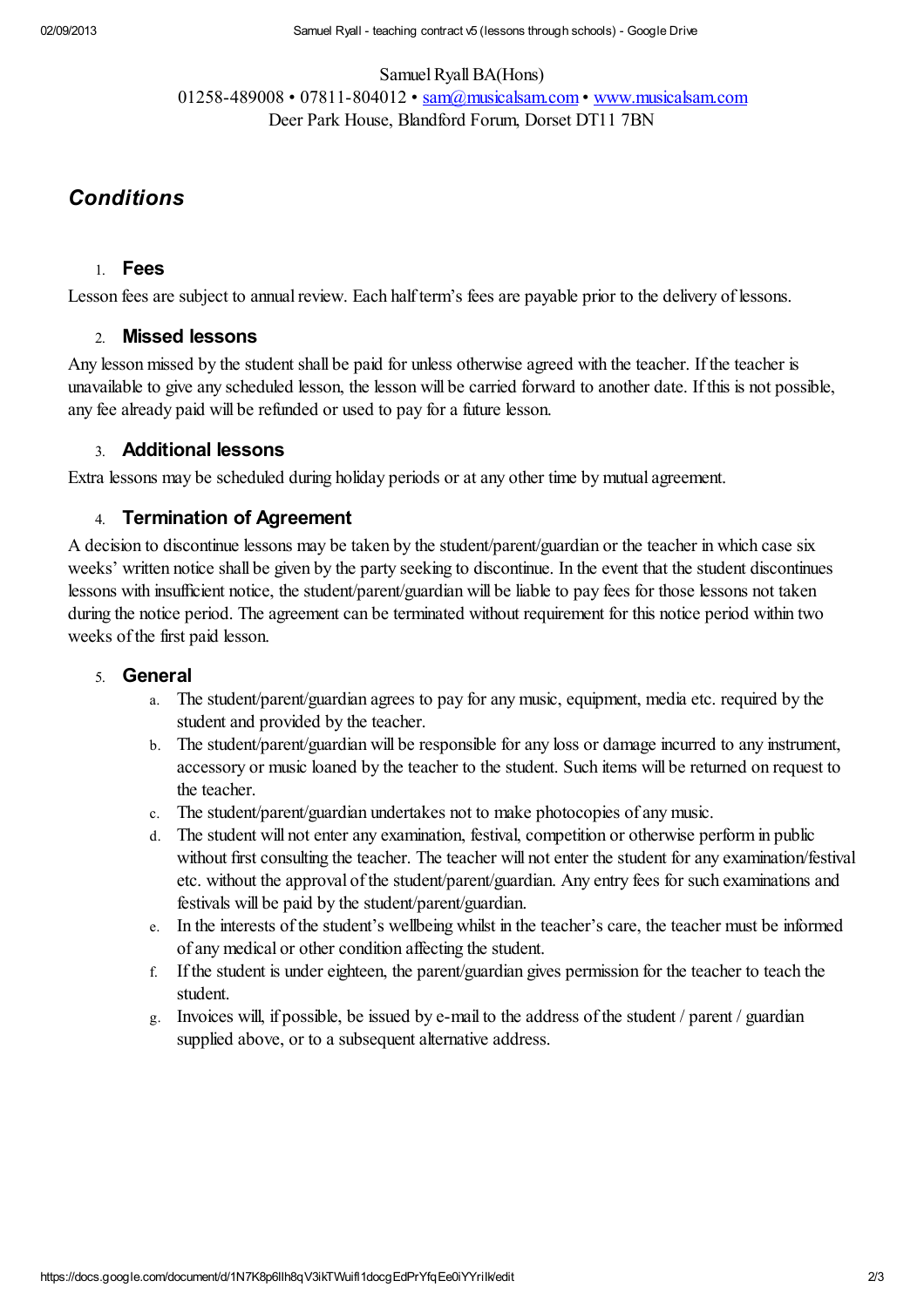Samuel Ryall BA(Hons)
01258-489008 • 07811-804012 • [sam@musicalsam.com](mailto:sam@musicalsam.com) • [www.musicalsam.com](http://www.musicalsam.com)
Deer Park House, Blandford Forum, Dorset DT11 7BN

## *Conditions*

### 1. Fees

Lesson fees are subject to annual review. Each half term's fees are payable prior to the delivery of lessons.

### 2. Missed lessons

Any lesson missed by the student shall be paid for unless otherwise agreed with the teacher. If the teacher is unavailable to give any scheduled lesson, the lesson will be carried forward to another date. If this is not possible, any fee already paid will be refunded or used to pay for a future lesson.

### 3. Additional lessons

Extra lessons may be scheduled during holiday periods or at any other time by mutual agreement.

### 4. Termination of Agreement

A decision to discontinue lessons may be taken by the student/parent/guardian or the teacher in which case six weeks' written notice shall be given by the party seeking to discontinue. In the event that the student discontinues lessons with insufficient notice, the student/parent/guardian will be liable to pay fees for those lessons not taken during the notice period. The agreement can be terminated without requirement for this notice period within two weeks of the first paid lesson.

### 5. General

a. The student/parent/guardian agrees to pay for any music, equipment, media etc. required by the student and provided by the teacher.
b. The student/parent/guardian will be responsible for any loss or damage incurred to any instrument, accessory or music loaned by the teacher to the student. Such items will be returned on request to the teacher.
c. The student/parent/guardian undertakes not to make photocopies of any music.
d. The student will not enter any examination, festival, competition or otherwise perform in public without first consulting the teacher. The teacher will not enter the student for any examination/festival etc. without the approval of the student/parent/guardian. Any entry fees for such examinations and festivals will be paid by the student/parent/guardian.
e. In the interests of the student's wellbeing whilst in the teacher's care, the teacher must be informed of any medical or other condition affecting the student.
f. If the student is under eighteen, the parent/guardian gives permission for the teacher to teach the student.
g. Invoices will, if possible, be issued by e-mail to the address of the student / parent / guardian supplied above, or to a subsequent alternative address.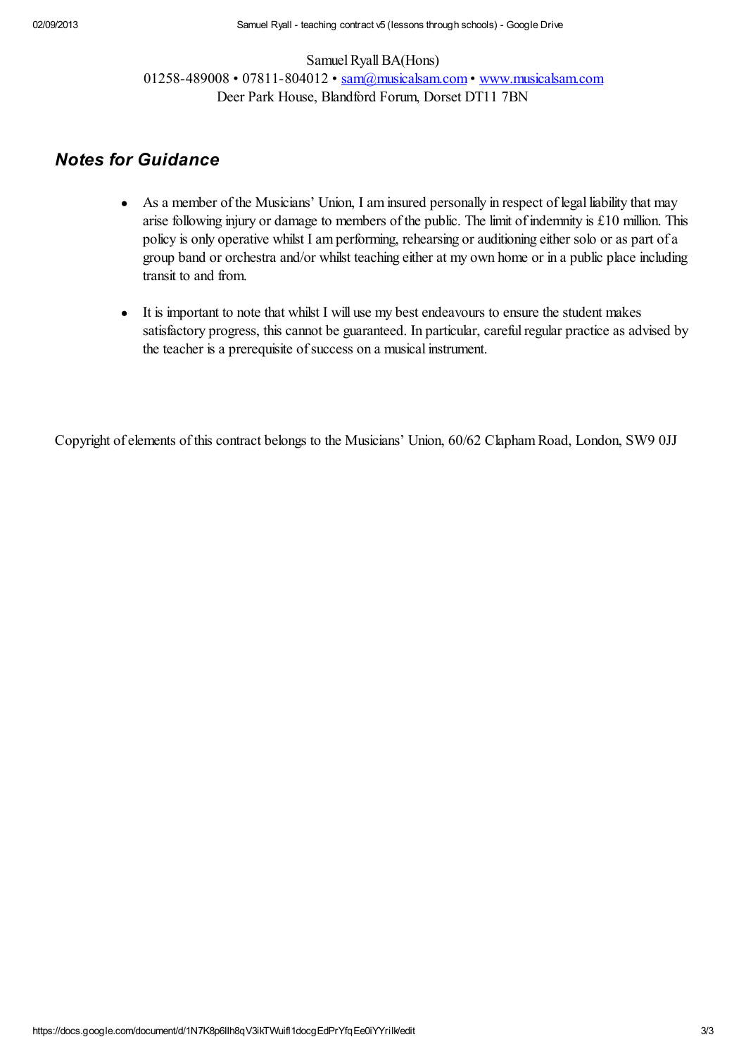Samuel Ryall BA(Hons)
01258-489008 • 07811-804012 • sam@musicalsam.com • www.musicalsam.com
Deer Park House, Blandford Forum, Dorset DT11 7BN

## *Notes for Guidance*

- As a member of the Musicians' Union, I am insured personally in respect of legal liability that may arise following injury or damage to members of the public. The limit of indemnity is £10 million. This policy is only operative whilst I am performing, rehearsing or auditioning either solo or as part of a group band or orchestra and/or whilst teaching either at my own home or in a public place including transit to and from.

- It is important to note that whilst I will use my best endeavours to ensure the student makes satisfactory progress, this cannot be guaranteed. In particular, careful regular practice as advised by the teacher is a prerequisite of success on a musical instrument.

Copyright of elements of this contract belongs to the Musicians' Union, 60/62 Clapham Road, London, SW9 0JJ